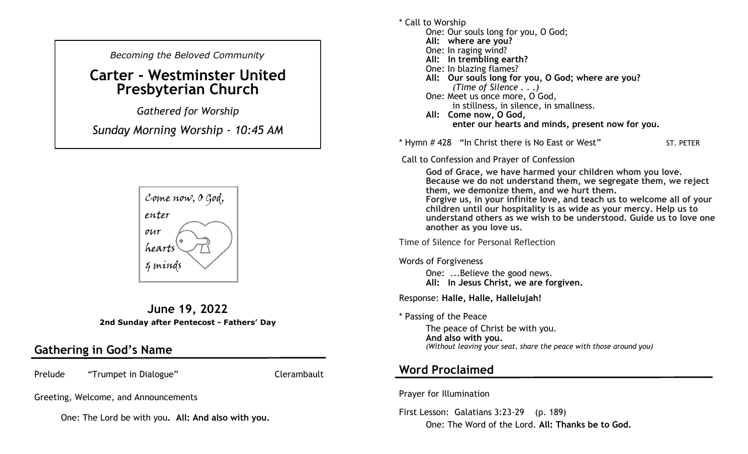*Becoming the Beloved Community*

# Carter - Westminster United Presbyterian Church

*Gathered for Worship*

*Sunday Morning Worship - 10:45 AM*

Come now, O God, enter our hearts & minds

**June 19, 2022**

**2nd Sunday after Pentecost - Fathers' Day**

## Gathering in God's Name

Prelude "Trumpet in Dialogue" Clerambault

Greeting, Welcome, and Announcements

One: The Lord be with you. **All: And also with you.**

\* Call to Worship

One: Our souls long for you, O God;
**All: where are you?**
One: In raging wind?
**All: In trembling earth?**
One: In blazing flames?
**All: Our souls long for you, O God; where are you?**
*(Time of Silence . . .)*
One: Meet us once more, O God, in stillness, in silence, in smallness.
**All: Come now, O God, enter our hearts and minds, present now for you.**

\* Hymn # 428 "In Christ there is No East or West" ST. PETER

Call to Confession and Prayer of Confession

**God of Grace, we have harmed your children whom you love. Because we do not understand them, we segregate them, we reject them, we demonize them, and we hurt them.**
**Forgive us, in your infinite love, and teach us to welcome all of your children until our hospitality is as wide as your mercy. Help us to understand others as we wish to be understood. Guide us to love one another as you love us.**

Time of Silence for Personal Reflection

Words of Forgiveness

One: ...Believe the good news.
**All: In Jesus Christ, we are forgiven.**

Response: **Halle, Halle, Hallelujah!**

\* Passing of the Peace

The peace of Christ be with you.
**And also with you.**
*(Without leaving your seat, share the peace with those around you)*

## Word Proclaimed

Prayer for Illumination

First Lesson: Galatians 3:23-29 (p. 189)

One: The Word of the Lord. **All: Thanks be to God.**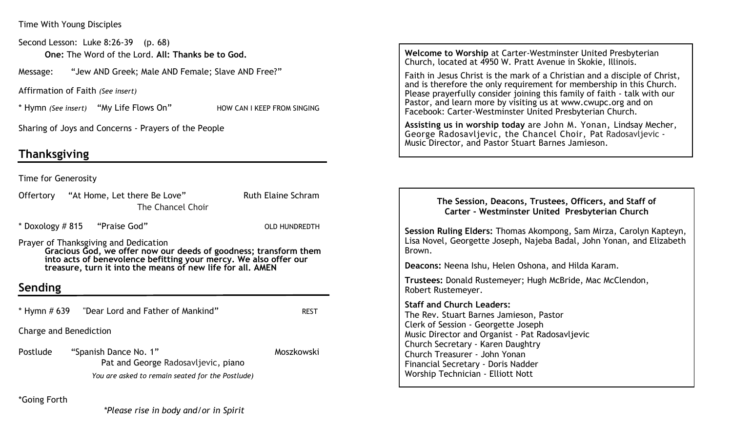Time With Young Disciples

Second Lesson: Luke 8:26-39 (p. 68)

**One:** The Word of the Lord. **All: Thanks be to God.**

Message: "Jew AND Greek; Male AND Female; Slave AND Free?"

Affirmation of Faith *(See insert)*

* Hymn *(See insert)* "My Life Flows On" HOW CAN I KEEP FROM SINGING

Sharing of Joys and Concerns - Prayers of the People

## Thanksgiving

Time for Generosity

Offertory "At Home, Let there Be Love" Ruth Elaine Schram
The Chancel Choir

* Doxology # 815 "Praise God" OLD HUNDREDTH

Prayer of Thanksgiving and Dedication

**Gracious God, we offer now our deeds of goodness; transform them into acts of benevolence befitting your mercy. We also offer our treasure, turn it into the means of new life for all. AMEN**

## Sending

* Hymn # 639 "Dear Lord and Father of Mankind" REST

Charge and Benediction

Postlude "Spanish Dance No. 1" Moszkowski
Pat and George Radosavljevic, piano

*You are asked to remain seated for the Postlude)*

*Going Forth

**Please rise in body and/or in Spirit*

**Welcome to Worship** at Carter-Westminster United Presbyterian Church, located at 4950 W. Pratt Avenue in Skokie, Illinois.

Faith in Jesus Christ is the mark of a Christian and a disciple of Christ, and is therefore the only requirement for membership in this Church. Please prayerfully consider joining this family of faith - talk with our Pastor, and learn more by visiting us at www.cwupc.org and on Facebook: Carter-Westminster United Presbyterian Church.

**Assisting us in worship today** are John M. Yonan, Lindsay Mecher, George Radosavljevic, the Chancel Choir, Pat Radosavljevic - Music Director, and Pastor Stuart Barnes Jamieson.

**The Session, Deacons, Trustees, Officers, and Staff of Carter - Westminster United Presbyterian Church**

**Session Ruling Elders:** Thomas Akompong, Sam Mirza, Carolyn Kapteyn, Lisa Novel, Georgette Joseph, Najeba Badal, John Yonan, and Elizabeth Brown.

**Deacons:** Neena Ishu, Helen Oshona, and Hilda Karam.

**Trustees:** Donald Rustemeyer; Hugh McBride, Mac McClendon, Robert Rustemeyer.

**Staff and Church Leaders:**

The Rev. Stuart Barnes Jamieson, Pastor
Clerk of Session - Georgette Joseph
Music Director and Organist - Pat Radosavljevic
Church Secretary - Karen Daughtry
Church Treasurer - John Yonan
Financial Secretary - Doris Nadder
Worship Technician - Elliott Nott